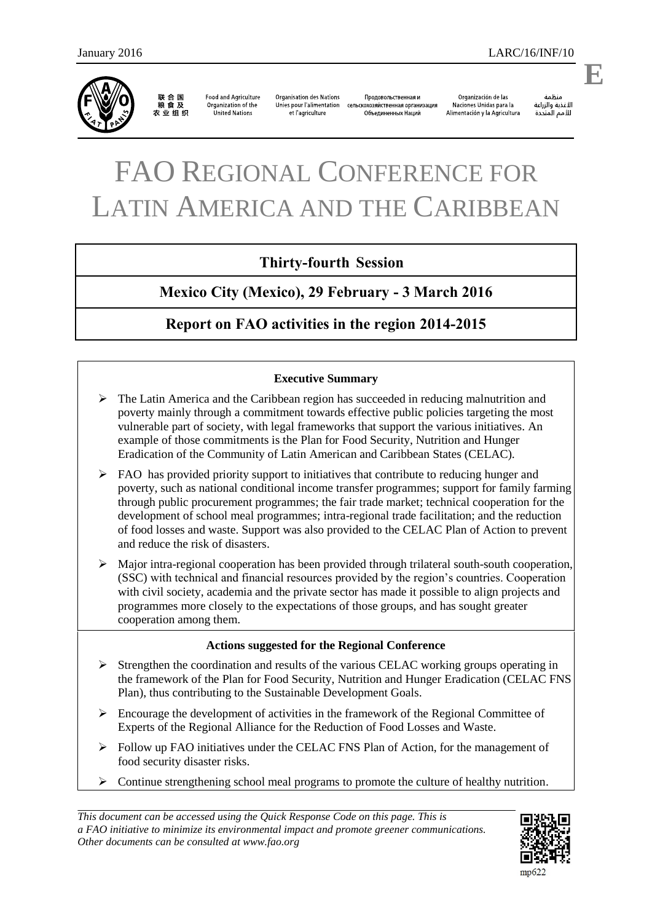January 2016 LARC/16/INF/10

**E**

联合国粮食及农业组织 | Food and Agriculture Organization of the United Nations | Organisation des Nations Unies pour l'alimentation et l'agriculture | Продовольственная и сельскохозяйственная организация Объединенных Наций | Organización de las Naciones Unidas para la Alimentación y la Agricultura | منظمة الأغذية والزراعة للأمم المتحدة

# FAO REGIONAL CONFERENCE FOR LATIN AMERICA AND THE CARIBBEAN

## Thirty-fourth Session

## Mexico City (Mexico), 29 February - 3 March 2016

## Report on FAO activities in the region 2014-2015

**Executive Summary**

- The Latin America and the Caribbean region has succeeded in reducing malnutrition and poverty mainly through a commitment towards effective public policies targeting the most vulnerable part of society, with legal frameworks that support the various initiatives. An example of those commitments is the Plan for Food Security, Nutrition and Hunger Eradication of the Community of Latin American and Caribbean States (CELAC).
- FAO has provided priority support to initiatives that contribute to reducing hunger and poverty, such as national conditional income transfer programmes; support for family farming through public procurement programmes; the fair trade market; technical cooperation for the development of school meal programmes; intra-regional trade facilitation; and the reduction of food losses and waste. Support was also provided to the CELAC Plan of Action to prevent and reduce the risk of disasters.
- Major intra-regional cooperation has been provided through trilateral south-south cooperation, (SSC) with technical and financial resources provided by the region's countries. Cooperation with civil society, academia and the private sector has made it possible to align projects and programmes more closely to the expectations of those groups, and has sought greater cooperation among them.

**Actions suggested for the Regional Conference**

- Strengthen the coordination and results of the various CELAC working groups operating in the framework of the Plan for Food Security, Nutrition and Hunger Eradication (CELAC FNS Plan), thus contributing to the Sustainable Development Goals.
- Encourage the development of activities in the framework of the Regional Committee of Experts of the Regional Alliance for the Reduction of Food Losses and Waste.
- Follow up FAO initiatives under the CELAC FNS Plan of Action, for the management of food security disaster risks.
- Continue strengthening school meal programs to promote the culture of healthy nutrition.

*This document can be accessed using the Quick Response Code on this page. This is a FAO initiative to minimize its environmental impact and promote greener communications. Other documents can be consulted at www.fao.org*

mp622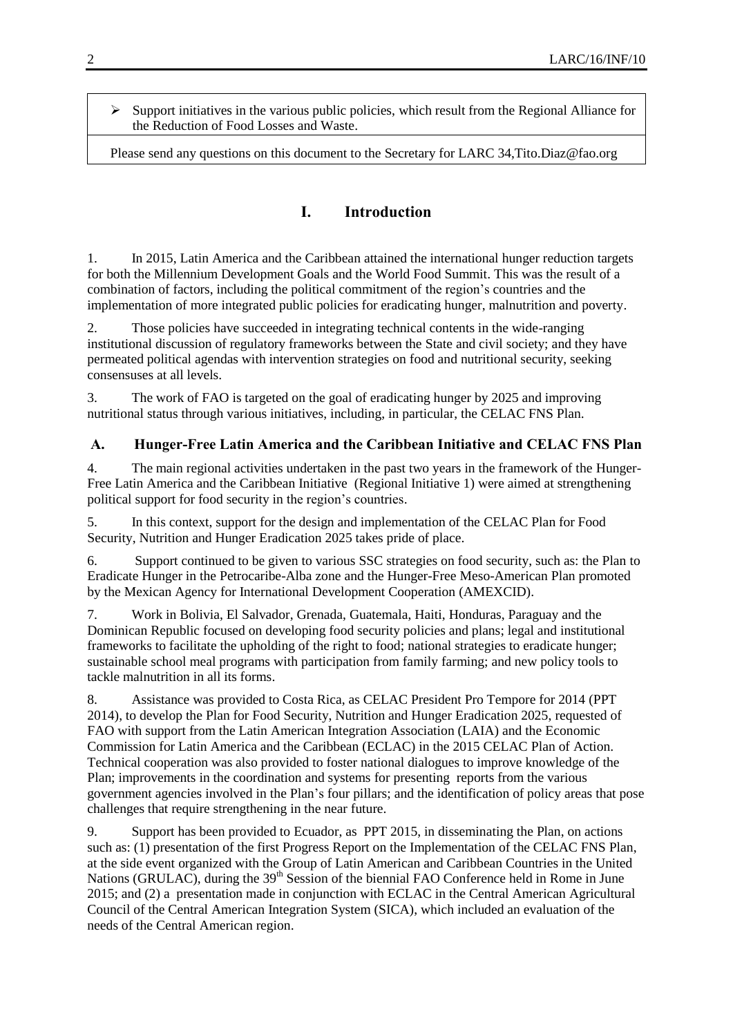- Support initiatives in the various public policies, which result from the Regional Alliance for the Reduction of Food Losses and Waste.

Please send any questions on this document to the Secretary for LARC 34,Tito.Diaz@fao.org

# I. Introduction

1. In 2015, Latin America and the Caribbean attained the international hunger reduction targets for both the Millennium Development Goals and the World Food Summit. This was the result of a combination of factors, including the political commitment of the region's countries and the implementation of more integrated public policies for eradicating hunger, malnutrition and poverty.

2. Those policies have succeeded in integrating technical contents in the wide-ranging institutional discussion of regulatory frameworks between the State and civil society; and they have permeated political agendas with intervention strategies on food and nutritional security, seeking consensuses at all levels.

3. The work of FAO is targeted on the goal of eradicating hunger by 2025 and improving nutritional status through various initiatives, including, in particular, the CELAC FNS Plan.

## A. Hunger-Free Latin America and the Caribbean Initiative and CELAC FNS Plan

4. The main regional activities undertaken in the past two years in the framework of the Hunger-Free Latin America and the Caribbean Initiative (Regional Initiative 1) were aimed at strengthening political support for food security in the region's countries.

5. In this context, support for the design and implementation of the CELAC Plan for Food Security, Nutrition and Hunger Eradication 2025 takes pride of place.

6. Support continued to be given to various SSC strategies on food security, such as: the Plan to Eradicate Hunger in the Petrocaribe-Alba zone and the Hunger-Free Meso-American Plan promoted by the Mexican Agency for International Development Cooperation (AMEXCID).

7. Work in Bolivia, El Salvador, Grenada, Guatemala, Haiti, Honduras, Paraguay and the Dominican Republic focused on developing food security policies and plans; legal and institutional frameworks to facilitate the upholding of the right to food; national strategies to eradicate hunger; sustainable school meal programs with participation from family farming; and new policy tools to tackle malnutrition in all its forms.

8. Assistance was provided to Costa Rica, as CELAC President Pro Tempore for 2014 (PPT 2014), to develop the Plan for Food Security, Nutrition and Hunger Eradication 2025, requested of FAO with support from the Latin American Integration Association (LAIA) and the Economic Commission for Latin America and the Caribbean (ECLAC) in the 2015 CELAC Plan of Action. Technical cooperation was also provided to foster national dialogues to improve knowledge of the Plan; improvements in the coordination and systems for presenting reports from the various government agencies involved in the Plan's four pillars; and the identification of policy areas that pose challenges that require strengthening in the near future.

9. Support has been provided to Ecuador, as PPT 2015, in disseminating the Plan, on actions such as: (1) presentation of the first Progress Report on the Implementation of the CELAC FNS Plan, at the side event organized with the Group of Latin American and Caribbean Countries in the United Nations (GRULAC), during the 39th Session of the biennial FAO Conference held in Rome in June 2015; and (2) a presentation made in conjunction with ECLAC in the Central American Agricultural Council of the Central American Integration System (SICA), which included an evaluation of the needs of the Central American region.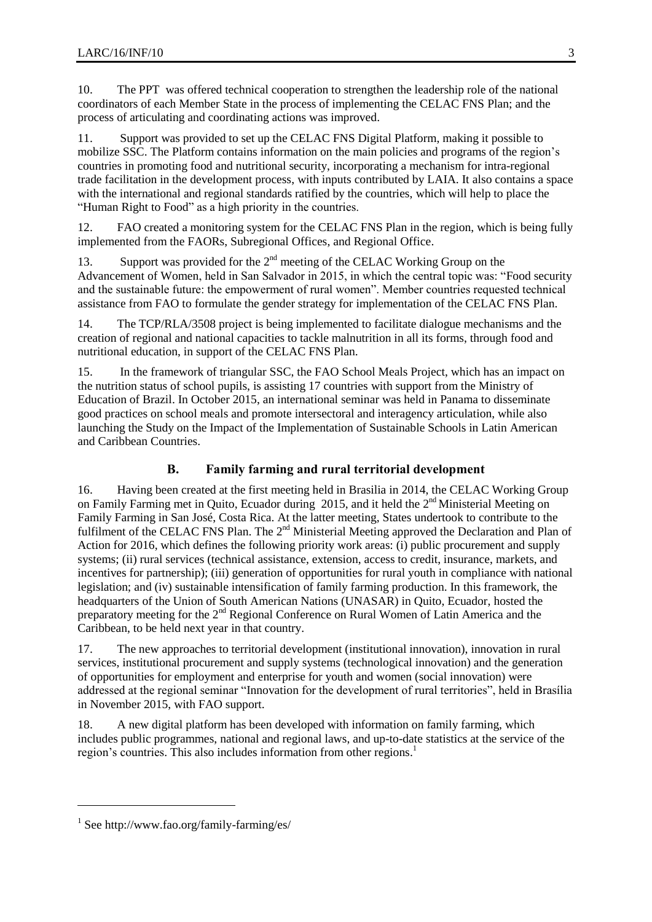10. The PPT was offered technical cooperation to strengthen the leadership role of the national coordinators of each Member State in the process of implementing the CELAC FNS Plan; and the process of articulating and coordinating actions was improved.

11. Support was provided to set up the CELAC FNS Digital Platform, making it possible to mobilize SSC. The Platform contains information on the main policies and programs of the region's countries in promoting food and nutritional security, incorporating a mechanism for intra-regional trade facilitation in the development process, with inputs contributed by LAIA. It also contains a space with the international and regional standards ratified by the countries, which will help to place the "Human Right to Food" as a high priority in the countries.

12. FAO created a monitoring system for the CELAC FNS Plan in the region, which is being fully implemented from the FAORs, Subregional Offices, and Regional Office.

13. Support was provided for the 2nd meeting of the CELAC Working Group on the Advancement of Women, held in San Salvador in 2015, in which the central topic was: "Food security and the sustainable future: the empowerment of rural women". Member countries requested technical assistance from FAO to formulate the gender strategy for implementation of the CELAC FNS Plan.

14. The TCP/RLA/3508 project is being implemented to facilitate dialogue mechanisms and the creation of regional and national capacities to tackle malnutrition in all its forms, through food and nutritional education, in support of the CELAC FNS Plan.

15. In the framework of triangular SSC, the FAO School Meals Project, which has an impact on the nutrition status of school pupils, is assisting 17 countries with support from the Ministry of Education of Brazil. In October 2015, an international seminar was held in Panama to disseminate good practices on school meals and promote intersectoral and interagency articulation, while also launching the Study on the Impact of the Implementation of Sustainable Schools in Latin American and Caribbean Countries.

## B. Family farming and rural territorial development

16. Having been created at the first meeting held in Brasilia in 2014, the CELAC Working Group on Family Farming met in Quito, Ecuador during 2015, and it held the 2nd Ministerial Meeting on Family Farming in San José, Costa Rica. At the latter meeting, States undertook to contribute to the fulfilment of the CELAC FNS Plan. The 2nd Ministerial Meeting approved the Declaration and Plan of Action for 2016, which defines the following priority work areas: (i) public procurement and supply systems; (ii) rural services (technical assistance, extension, access to credit, insurance, markets, and incentives for partnership); (iii) generation of opportunities for rural youth in compliance with national legislation; and (iv) sustainable intensification of family farming production. In this framework, the headquarters of the Union of South American Nations (UNASAR) in Quito, Ecuador, hosted the preparatory meeting for the 2nd Regional Conference on Rural Women of Latin America and the Caribbean, to be held next year in that country.

17. The new approaches to territorial development (institutional innovation), innovation in rural services, institutional procurement and supply systems (technological innovation) and the generation of opportunities for employment and enterprise for youth and women (social innovation) were addressed at the regional seminar "Innovation for the development of rural territories", held in Brasília in November 2015, with FAO support.

18. A new digital platform has been developed with information on family farming, which includes public programmes, national and regional laws, and up-to-date statistics at the service of the region's countries. This also includes information from other regions.[1]

---

[1] See http://www.fao.org/family-farming/es/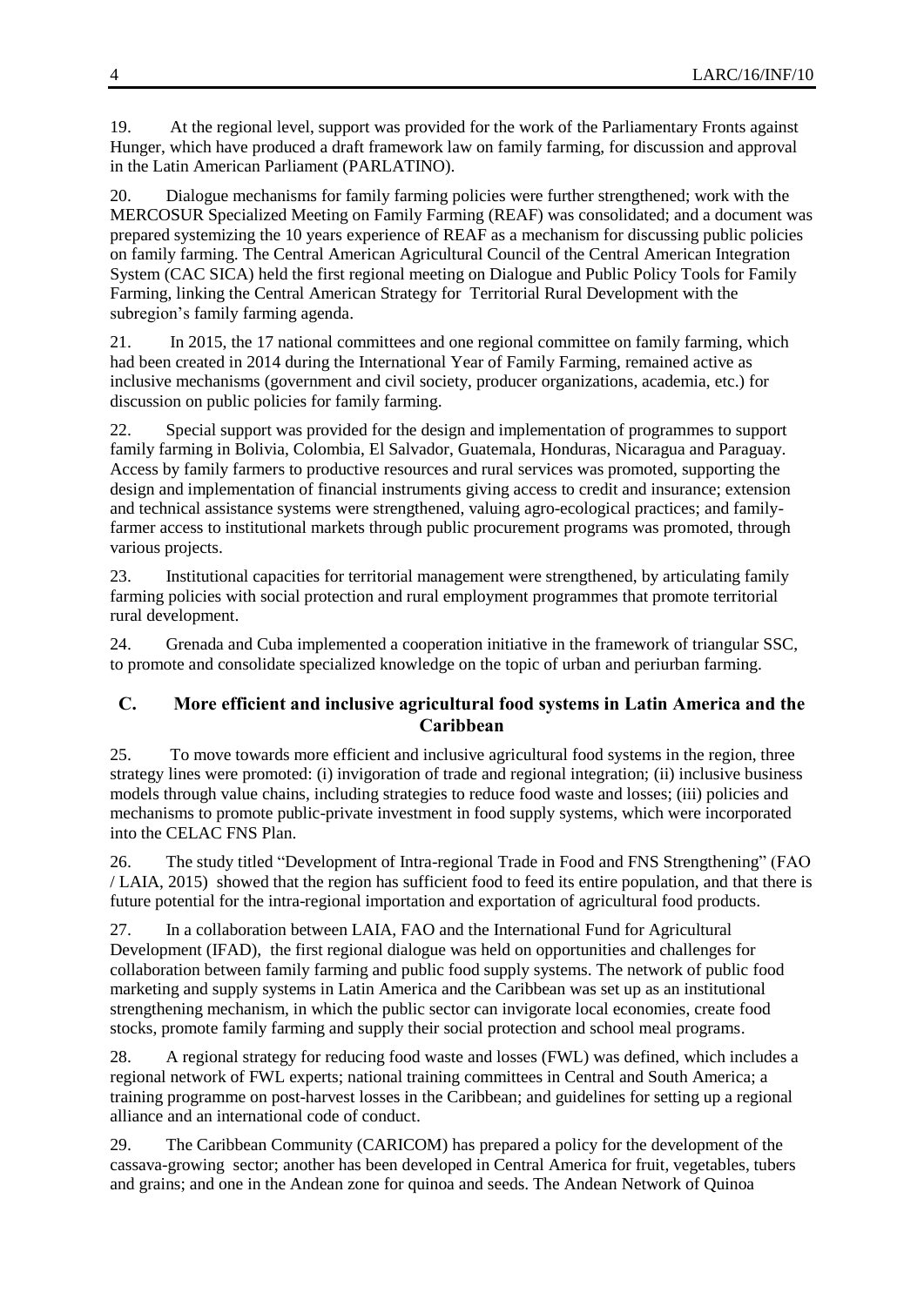19. At the regional level, support was provided for the work of the Parliamentary Fronts against Hunger, which have produced a draft framework law on family farming, for discussion and approval in the Latin American Parliament (PARLATINO).

20. Dialogue mechanisms for family farming policies were further strengthened; work with the MERCOSUR Specialized Meeting on Family Farming (REAF) was consolidated; and a document was prepared systemizing the 10 years experience of REAF as a mechanism for discussing public policies on family farming. The Central American Agricultural Council of the Central American Integration System (CAC SICA) held the first regional meeting on Dialogue and Public Policy Tools for Family Farming, linking the Central American Strategy for Territorial Rural Development with the subregion's family farming agenda.

21. In 2015, the 17 national committees and one regional committee on family farming, which had been created in 2014 during the International Year of Family Farming, remained active as inclusive mechanisms (government and civil society, producer organizations, academia, etc.) for discussion on public policies for family farming.

22. Special support was provided for the design and implementation of programmes to support family farming in Bolivia, Colombia, El Salvador, Guatemala, Honduras, Nicaragua and Paraguay. Access by family farmers to productive resources and rural services was promoted, supporting the design and implementation of financial instruments giving access to credit and insurance; extension and technical assistance systems were strengthened, valuing agro-ecological practices; and family-farmer access to institutional markets through public procurement programs was promoted, through various projects.

23. Institutional capacities for territorial management were strengthened, by articulating family farming policies with social protection and rural employment programmes that promote territorial rural development.

24. Grenada and Cuba implemented a cooperation initiative in the framework of triangular SSC, to promote and consolidate specialized knowledge on the topic of urban and periurban farming.

## C. More efficient and inclusive agricultural food systems in Latin America and the Caribbean

25. To move towards more efficient and inclusive agricultural food systems in the region, three strategy lines were promoted: (i) invigoration of trade and regional integration; (ii) inclusive business models through value chains, including strategies to reduce food waste and losses; (iii) policies and mechanisms to promote public-private investment in food supply systems, which were incorporated into the CELAC FNS Plan.

26. The study titled "Development of Intra-regional Trade in Food and FNS Strengthening" (FAO / LAIA, 2015) showed that the region has sufficient food to feed its entire population, and that there is future potential for the intra-regional importation and exportation of agricultural food products.

27. In a collaboration between LAIA, FAO and the International Fund for Agricultural Development (IFAD), the first regional dialogue was held on opportunities and challenges for collaboration between family farming and public food supply systems. The network of public food marketing and supply systems in Latin America and the Caribbean was set up as an institutional strengthening mechanism, in which the public sector can invigorate local economies, create food stocks, promote family farming and supply their social protection and school meal programs.

28. A regional strategy for reducing food waste and losses (FWL) was defined, which includes a regional network of FWL experts; national training committees in Central and South America; a training programme on post-harvest losses in the Caribbean; and guidelines for setting up a regional alliance and an international code of conduct.

29. The Caribbean Community (CARICOM) has prepared a policy for the development of the cassava-growing sector; another has been developed in Central America for fruit, vegetables, tubers and grains; and one in the Andean zone for quinoa and seeds. The Andean Network of Quinoa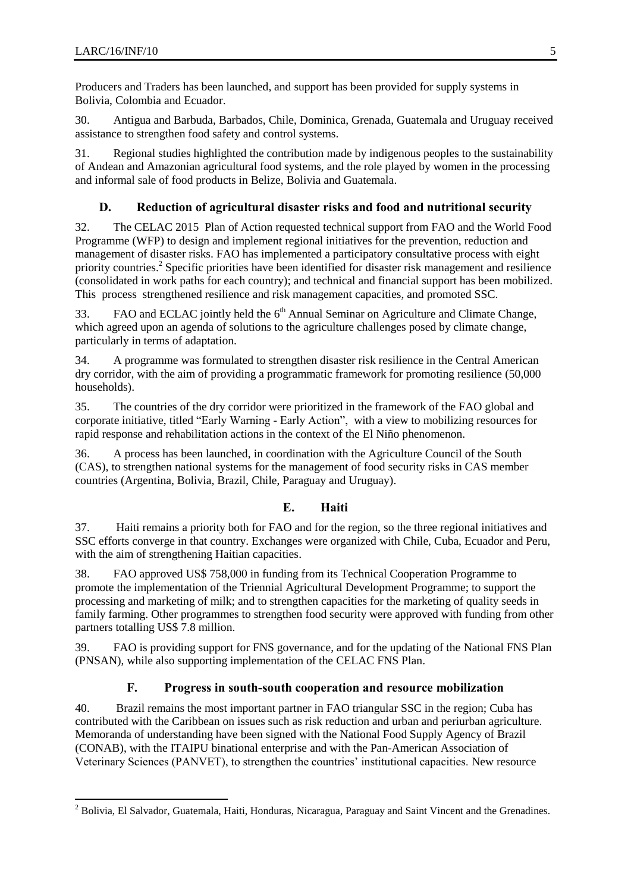Producers and Traders has been launched, and support has been provided for supply systems in Bolivia, Colombia and Ecuador.

30. Antigua and Barbuda, Barbados, Chile, Dominica, Grenada, Guatemala and Uruguay received assistance to strengthen food safety and control systems.

31. Regional studies highlighted the contribution made by indigenous peoples to the sustainability of Andean and Amazonian agricultural food systems, and the role played by women in the processing and informal sale of food products in Belize, Bolivia and Guatemala.

### D. Reduction of agricultural disaster risks and food and nutritional security

32. The CELAC 2015 Plan of Action requested technical support from FAO and the World Food Programme (WFP) to design and implement regional initiatives for the prevention, reduction and management of disaster risks. FAO has implemented a participatory consultative process with eight priority countries.[2] Specific priorities have been identified for disaster risk management and resilience (consolidated in work paths for each country); and technical and financial support has been mobilized. This process strengthened resilience and risk management capacities, and promoted SSC.

33. FAO and ECLAC jointly held the 6th Annual Seminar on Agriculture and Climate Change, which agreed upon an agenda of solutions to the agriculture challenges posed by climate change, particularly in terms of adaptation.

34. A programme was formulated to strengthen disaster risk resilience in the Central American dry corridor, with the aim of providing a programmatic framework for promoting resilience (50,000 households).

35. The countries of the dry corridor were prioritized in the framework of the FAO global and corporate initiative, titled "Early Warning - Early Action", with a view to mobilizing resources for rapid response and rehabilitation actions in the context of the El Niño phenomenon.

36. A process has been launched, in coordination with the Agriculture Council of the South (CAS), to strengthen national systems for the management of food security risks in CAS member countries (Argentina, Bolivia, Brazil, Chile, Paraguay and Uruguay).

### E. Haiti

37. Haiti remains a priority both for FAO and for the region, so the three regional initiatives and SSC efforts converge in that country. Exchanges were organized with Chile, Cuba, Ecuador and Peru, with the aim of strengthening Haitian capacities.

38. FAO approved US$ 758,000 in funding from its Technical Cooperation Programme to promote the implementation of the Triennial Agricultural Development Programme; to support the processing and marketing of milk; and to strengthen capacities for the marketing of quality seeds in family farming. Other programmes to strengthen food security were approved with funding from other partners totalling US$ 7.8 million.

39. FAO is providing support for FNS governance, and for the updating of the National FNS Plan (PNSAN), while also supporting implementation of the CELAC FNS Plan.

### F. Progress in south-south cooperation and resource mobilization

40. Brazil remains the most important partner in FAO triangular SSC in the region; Cuba has contributed with the Caribbean on issues such as risk reduction and urban and periurban agriculture. Memoranda of understanding have been signed with the National Food Supply Agency of Brazil (CONAB), with the ITAIPU binational enterprise and with the Pan-American Association of Veterinary Sciences (PANVET), to strengthen the countries' institutional capacities. New resource

---

[2] Bolivia, El Salvador, Guatemala, Haiti, Honduras, Nicaragua, Paraguay and Saint Vincent and the Grenadines.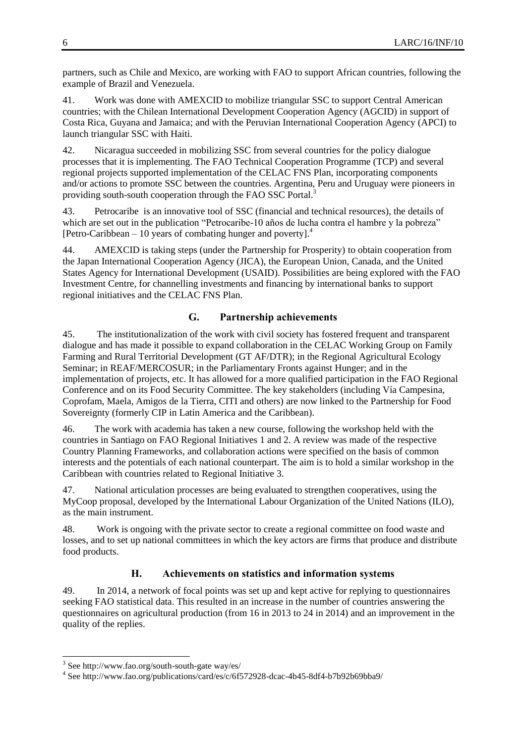partners, such as Chile and Mexico, are working with FAO to support African countries, following the example of Brazil and Venezuela.

41. Work was done with AMEXCID to mobilize triangular SSC to support Central American countries; with the Chilean International Development Cooperation Agency (AGCID) in support of Costa Rica, Guyana and Jamaica; and with the Peruvian International Cooperation Agency (APCI) to launch triangular SSC with Haiti.

42. Nicaragua succeeded in mobilizing SSC from several countries for the policy dialogue processes that it is implementing. The FAO Technical Cooperation Programme (TCP) and several regional projects supported implementation of the CELAC FNS Plan, incorporating components and/or actions to promote SSC between the countries. Argentina, Peru and Uruguay were pioneers in providing south-south cooperation through the FAO SSC Portal.[3]

43. Petrocaribe is an innovative tool of SSC (financial and technical resources), the details of which are set out in the publication "Petrocaribe-10 años de lucha contra el hambre y la pobreza" [Petro-Caribbean – 10 years of combating hunger and poverty].[4]

44. AMEXCID is taking steps (under the Partnership for Prosperity) to obtain cooperation from the Japan International Cooperation Agency (JICA), the European Union, Canada, and the United States Agency for International Development (USAID). Possibilities are being explored with the FAO Investment Centre, for channelling investments and financing by international banks to support regional initiatives and the CELAC FNS Plan.

## G. Partnership achievements

45. The institutionalization of the work with civil society has fostered frequent and transparent dialogue and has made it possible to expand collaboration in the CELAC Working Group on Family Farming and Rural Territorial Development (GT AF/DTR); in the Regional Agricultural Ecology Seminar; in REAF/MERCOSUR; in the Parliamentary Fronts against Hunger; and in the implementation of projects, etc. It has allowed for a more qualified participation in the FAO Regional Conference and on its Food Security Committee. The key stakeholders (including Vía Campesina, Coprofam, Maela, Amigos de la Tierra, CITI and others) are now linked to the Partnership for Food Sovereignty (formerly CIP in Latin America and the Caribbean).

46. The work with academia has taken a new course, following the workshop held with the countries in Santiago on FAO Regional Initiatives 1 and 2. A review was made of the respective Country Planning Frameworks, and collaboration actions were specified on the basis of common interests and the potentials of each national counterpart. The aim is to hold a similar workshop in the Caribbean with countries related to Regional Initiative 3.

47. National articulation processes are being evaluated to strengthen cooperatives, using the MyCoop proposal, developed by the International Labour Organization of the United Nations (ILO), as the main instrument.

48. Work is ongoing with the private sector to create a regional committee on food waste and losses, and to set up national committees in which the key actors are firms that produce and distribute food products.

## H. Achievements on statistics and information systems

49. In 2014, a network of focal points was set up and kept active for replying to questionnaires seeking FAO statistical data. This resulted in an increase in the number of countries answering the questionnaires on agricultural production (from 16 in 2013 to 24 in 2014) and an improvement in the quality of the replies.

---

[3] See http://www.fao.org/south-south-gate way/es/

[4] See http://www.fao.org/publications/card/es/c/6f572928-dcac-4b45-8df4-b7b92b69bba9/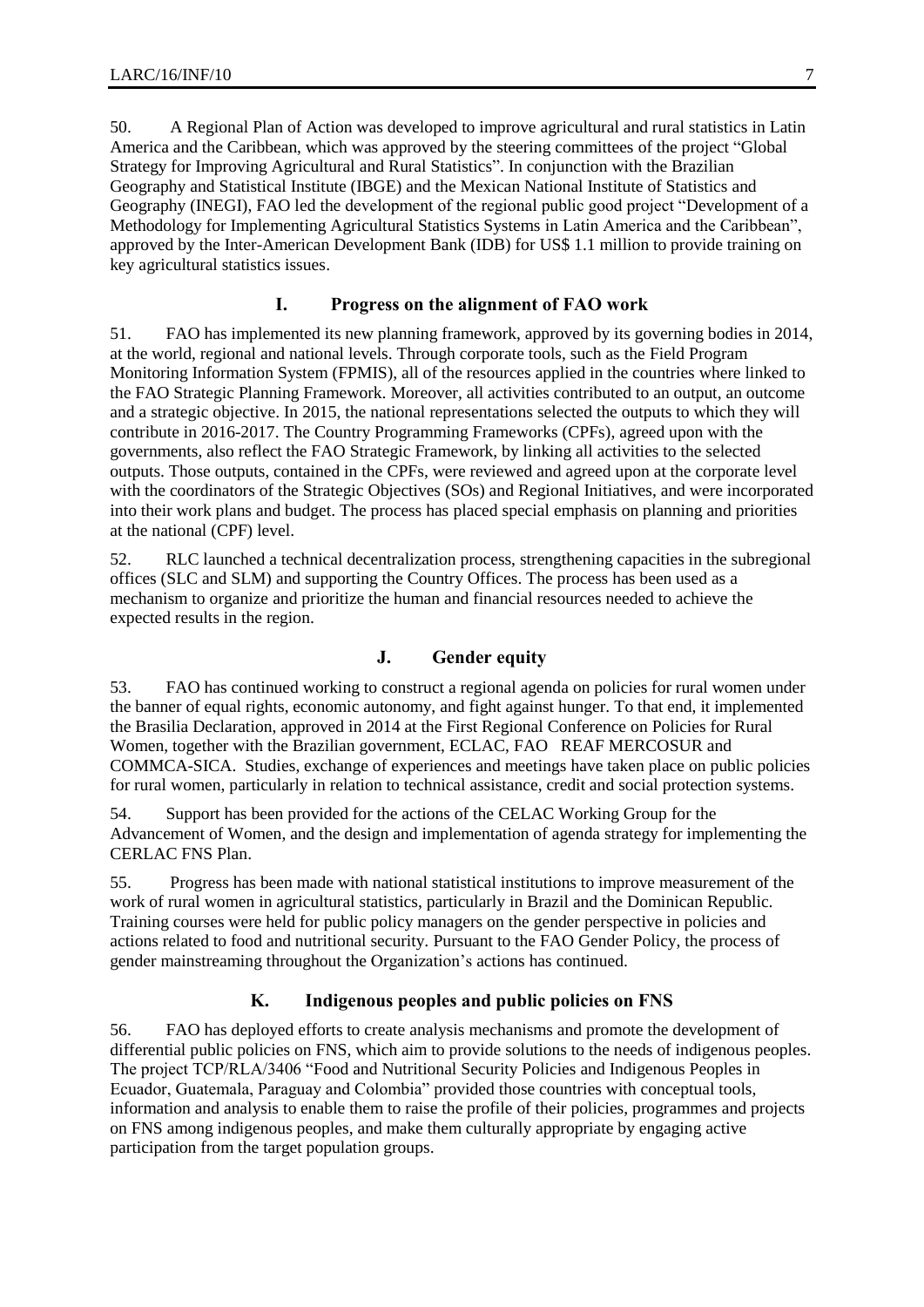50. A Regional Plan of Action was developed to improve agricultural and rural statistics in Latin America and the Caribbean, which was approved by the steering committees of the project "Global Strategy for Improving Agricultural and Rural Statistics". In conjunction with the Brazilian Geography and Statistical Institute (IBGE) and the Mexican National Institute of Statistics and Geography (INEGI), FAO led the development of the regional public good project "Development of a Methodology for Implementing Agricultural Statistics Systems in Latin America and the Caribbean", approved by the Inter-American Development Bank (IDB) for US$ 1.1 million to provide training on key agricultural statistics issues.

## I. Progress on the alignment of FAO work

51. FAO has implemented its new planning framework, approved by its governing bodies in 2014, at the world, regional and national levels. Through corporate tools, such as the Field Program Monitoring Information System (FPMIS), all of the resources applied in the countries where linked to the FAO Strategic Planning Framework. Moreover, all activities contributed to an output, an outcome and a strategic objective. In 2015, the national representations selected the outputs to which they will contribute in 2016-2017. The Country Programming Frameworks (CPFs), agreed upon with the governments, also reflect the FAO Strategic Framework, by linking all activities to the selected outputs. Those outputs, contained in the CPFs, were reviewed and agreed upon at the corporate level with the coordinators of the Strategic Objectives (SOs) and Regional Initiatives, and were incorporated into their work plans and budget. The process has placed special emphasis on planning and priorities at the national (CPF) level.

52. RLC launched a technical decentralization process, strengthening capacities in the subregional offices (SLC and SLM) and supporting the Country Offices. The process has been used as a mechanism to organize and prioritize the human and financial resources needed to achieve the expected results in the region.

## J. Gender equity

53. FAO has continued working to construct a regional agenda on policies for rural women under the banner of equal rights, economic autonomy, and fight against hunger. To that end, it implemented the Brasilia Declaration, approved in 2014 at the First Regional Conference on Policies for Rural Women, together with the Brazilian government, ECLAC, FAO REAF MERCOSUR and COMMCA-SICA. Studies, exchange of experiences and meetings have taken place on public policies for rural women, particularly in relation to technical assistance, credit and social protection systems.

54. Support has been provided for the actions of the CELAC Working Group for the Advancement of Women, and the design and implementation of agenda strategy for implementing the CERLAC FNS Plan.

55. Progress has been made with national statistical institutions to improve measurement of the work of rural women in agricultural statistics, particularly in Brazil and the Dominican Republic. Training courses were held for public policy managers on the gender perspective in policies and actions related to food and nutritional security. Pursuant to the FAO Gender Policy, the process of gender mainstreaming throughout the Organization's actions has continued.

## K. Indigenous peoples and public policies on FNS

56. FAO has deployed efforts to create analysis mechanisms and promote the development of differential public policies on FNS, which aim to provide solutions to the needs of indigenous peoples. The project TCP/RLA/3406 "Food and Nutritional Security Policies and Indigenous Peoples in Ecuador, Guatemala, Paraguay and Colombia" provided those countries with conceptual tools, information and analysis to enable them to raise the profile of their policies, programmes and projects on FNS among indigenous peoples, and make them culturally appropriate by engaging active participation from the target population groups.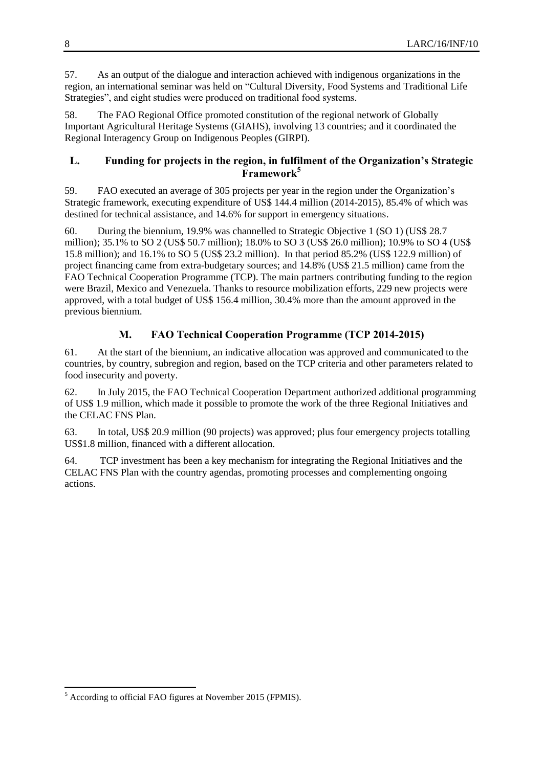57. As an output of the dialogue and interaction achieved with indigenous organizations in the region, an international seminar was held on "Cultural Diversity, Food Systems and Traditional Life Strategies", and eight studies were produced on traditional food systems.

58. The FAO Regional Office promoted constitution of the regional network of Globally Important Agricultural Heritage Systems (GIAHS), involving 13 countries; and it coordinated the Regional Interagency Group on Indigenous Peoples (GIRPI).

## L. Funding for projects in the region, in fulfilment of the Organization's Strategic Framework[5]

59. FAO executed an average of 305 projects per year in the region under the Organization's Strategic framework, executing expenditure of US$ 144.4 million (2014-2015), 85.4% of which was destined for technical assistance, and 14.6% for support in emergency situations.

60. During the biennium, 19.9% was channelled to Strategic Objective 1 (SO 1) (US$ 28.7 million); 35.1% to SO 2 (US$ 50.7 million); 18.0% to SO 3 (US$ 26.0 million); 10.9% to SO 4 (US$ 15.8 million); and 16.1% to SO 5 (US$ 23.2 million). In that period 85.2% (US$ 122.9 million) of project financing came from extra-budgetary sources; and 14.8% (US$ 21.5 million) came from the FAO Technical Cooperation Programme (TCP). The main partners contributing funding to the region were Brazil, Mexico and Venezuela. Thanks to resource mobilization efforts, 229 new projects were approved, with a total budget of US$ 156.4 million, 30.4% more than the amount approved in the previous biennium.

## M. FAO Technical Cooperation Programme (TCP 2014-2015)

61. At the start of the biennium, an indicative allocation was approved and communicated to the countries, by country, subregion and region, based on the TCP criteria and other parameters related to food insecurity and poverty.

62. In July 2015, the FAO Technical Cooperation Department authorized additional programming of US$ 1.9 million, which made it possible to promote the work of the three Regional Initiatives and the CELAC FNS Plan.

63. In total, US$ 20.9 million (90 projects) was approved; plus four emergency projects totalling US$1.8 million, financed with a different allocation.

64. TCP investment has been a key mechanism for integrating the Regional Initiatives and the CELAC FNS Plan with the country agendas, promoting processes and complementing ongoing actions.

[5] According to official FAO figures at November 2015 (FPMIS).